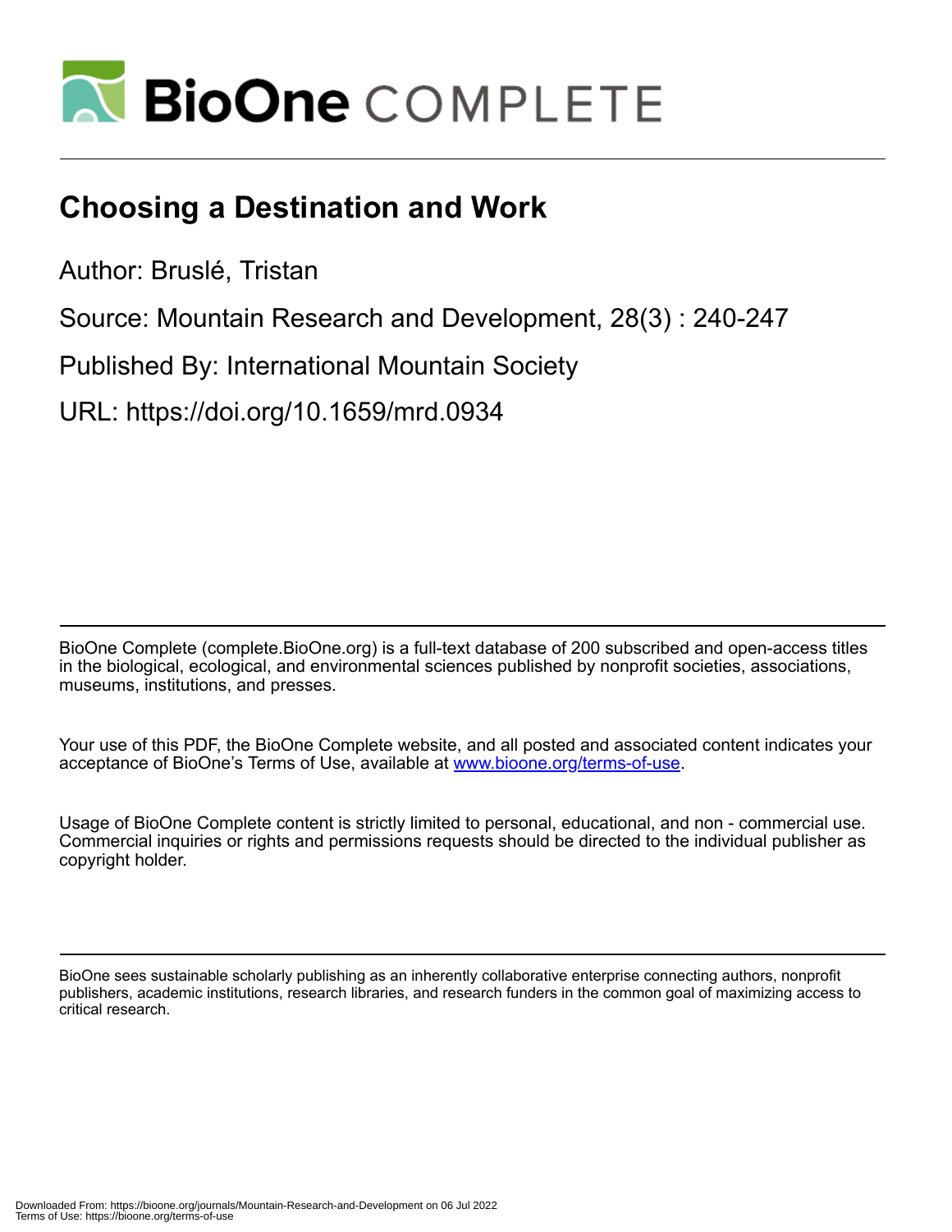# Choosing a Destination and Work

Author: Buslé, Tristan

Source: Mountain Research and Development, 28(3) : 240-247

Published By: International Mountain Society

URL: https://doi.org/10.1659/mrd.0934

BioOne Complete (complete.BioOne.org) is a full-text database of 200 subscribed and open-access titles in the biological, ecological, and environmental sciences published by nonprofit societies, associations, museums, institutions, and presses.

Your use of this PDF, the BioOne Complete website, and all posted and associated content indicates your acceptance of BioOne's Terms of Use, available at www.bioone.org/terms-of-use.

Usage of BioOne Complete content is strictly limited to personal, educational, and non - commercial use. Commercial inquiries or rights and permissions requests should be directed to the individual publisher as copyright holder.

BioOne sees sustainable scholarly publishing as an inherently collaborative enterprise connecting authors, nonprofit publishers, academic institutions, research libraries, and research funders in the common goal of maximizing access to critical research.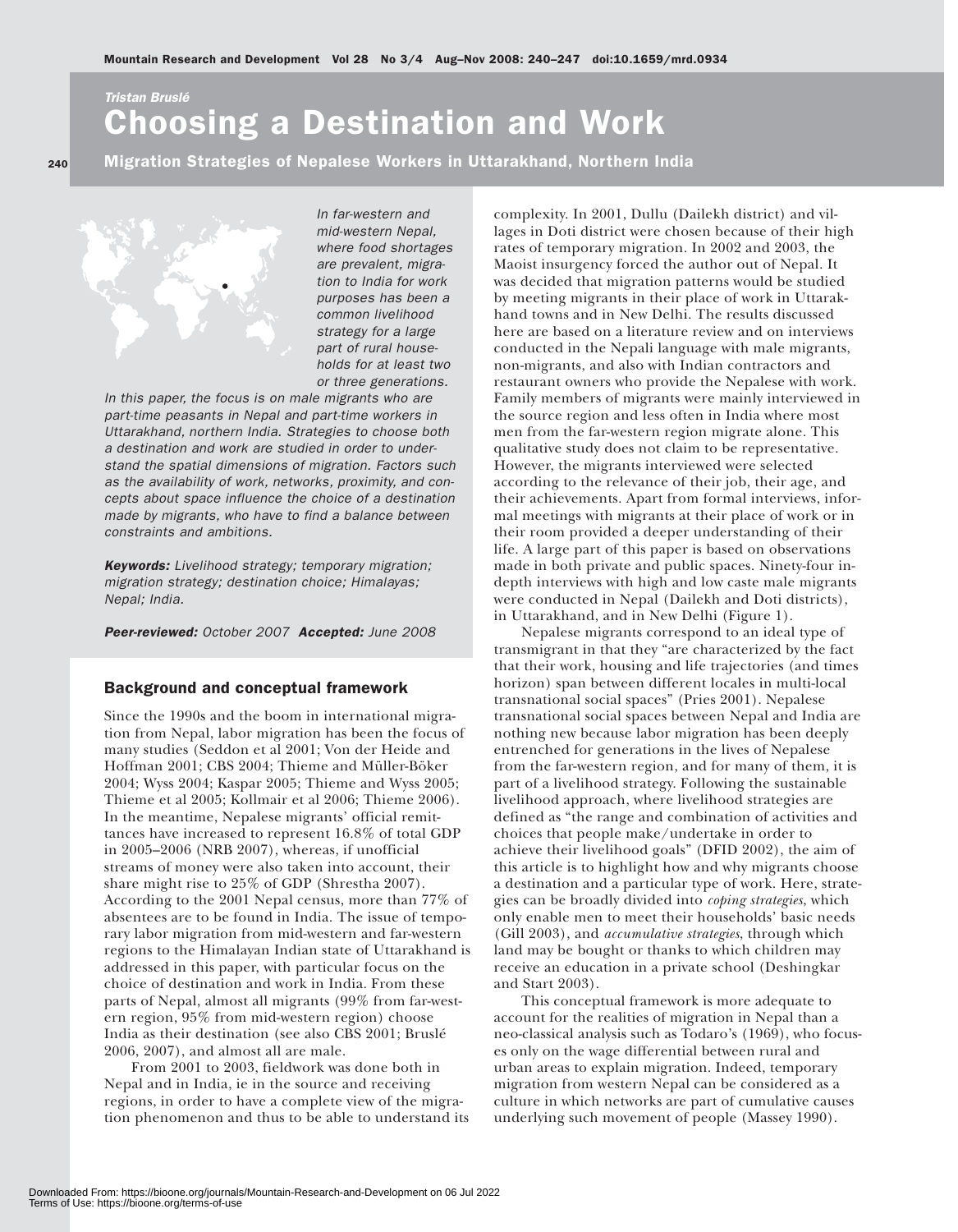Tristan Bruslé

# Choosing a Destination and Work

## Migration Strategies of Nepalese Workers in Uttarakhand, Northern India

*In far-western and mid-western Nepal, where food shortages are prevalent, migration to India for work purposes has been a common livelihood strategy for a large part of rural households for at least two or three generations. In this paper, the focus is on male migrants who are part-time peasants in Nepal and part-time workers in Uttarakhand, northern India. Strategies to choose both a destination and work are studied in order to understand the spatial dimensions of migration. Factors such as the availability of work, networks, proximity, and concepts about space influence the choice of a destination made by migrants, who have to find a balance between constraints and ambitions.*

***Keywords:*** *Livelihood strategy; temporary migration; migration strategy; destination choice; Himalayas; Nepal; India.*

***Peer-reviewed:*** *October 2007* ***Accepted:*** *June 2008*

### Background and conceptual framework

Since the 1990s and the boom in international migration from Nepal, labor migration has been the focus of many studies (Seddon et al 2001; Von der Heide and Hoffman 2001; CBS 2004; Thieme and Müller-Böker 2004; Wyss 2004; Kaspar 2005; Thieme and Wyss 2005; Thieme et al 2005; Kollmair et al 2006; Thieme 2006). In the meantime, Nepalese migrants' official remittances have increased to represent 16.8% of total GDP in 2005–2006 (NRB 2007), whereas, if unofficial streams of money were also taken into account, their share might rise to 25% of GDP (Shrestha 2007). According to the 2001 Nepal census, more than 77% of absentees are to be found in India. The issue of temporary labor migration from mid-western and far-western regions to the Himalayan Indian state of Uttarakhand is addressed in this paper, with particular focus on the choice of destination and work in India. From these parts of Nepal, almost all migrants (99% from far-western region, 95% from mid-western region) choose India as their destination (see also CBS 2001; Bruslé 2006, 2007), and almost all are male.

From 2001 to 2003, fieldwork was done both in Nepal and in India, ie in the source and receiving regions, in order to have a complete view of the migration phenomenon and thus to be able to understand its complexity. In 2001, Dullu (Dailekh district) and villages in Doti district were chosen because of their high rates of temporary migration. In 2002 and 2003, the Maoist insurgency forced the author out of Nepal. It was decided that migration patterns would be studied by meeting migrants in their place of work in Uttarakhand towns and in New Delhi. The results discussed here are based on a literature review and on interviews conducted in the Nepali language with male migrants, non-migrants, and also with Indian contractors and restaurant owners who provide the Nepalese with work. Family members of migrants were mainly interviewed in the source region and less often in India where most men from the far-western region migrate alone. This qualitative study does not claim to be representative. However, the migrants interviewed were selected according to the relevance of their job, their age, and their achievements. Apart from formal interviews, informal meetings with migrants at their place of work or in their room provided a deeper understanding of their life. A large part of this paper is based on observations made in both private and public spaces. Ninety-four in-depth interviews with high and low caste male migrants were conducted in Nepal (Dailekh and Doti districts), in Uttarakhand, and in New Delhi (Figure 1).

Nepalese migrants correspond to an ideal type of transmigrant in that they "are characterized by the fact that their work, housing and life trajectories (and times horizon) span between different locales in multi-local transnational social spaces" (Pries 2001). Nepalese transnational social spaces between Nepal and India are nothing new because labor migration has been deeply entrenched for generations in the lives of Nepalese from the far-western region, and for many of them, it is part of a livelihood strategy. Following the sustainable livelihood approach, where livelihood strategies are defined as "the range and combination of activities and choices that people make/undertake in order to achieve their livelihood goals" (DFID 2002), the aim of this article is to highlight how and why migrants choose a destination and a particular type of work. Here, strategies can be broadly divided into *coping strategies*, which only enable men to meet their households' basic needs (Gill 2003), and *accumulative strategies*, through which land may be bought or thanks to which children may receive an education in a private school (Deshingkar and Start 2003).

This conceptual framework is more adequate to account for the realities of migration in Nepal than a neo-classical analysis such as Todaro's (1969), who focuses only on the wage differential between rural and urban areas to explain migration. Indeed, temporary migration from western Nepal can be considered as a culture in which networks are part of cumulative causes underlying such movement of people (Massey 1990).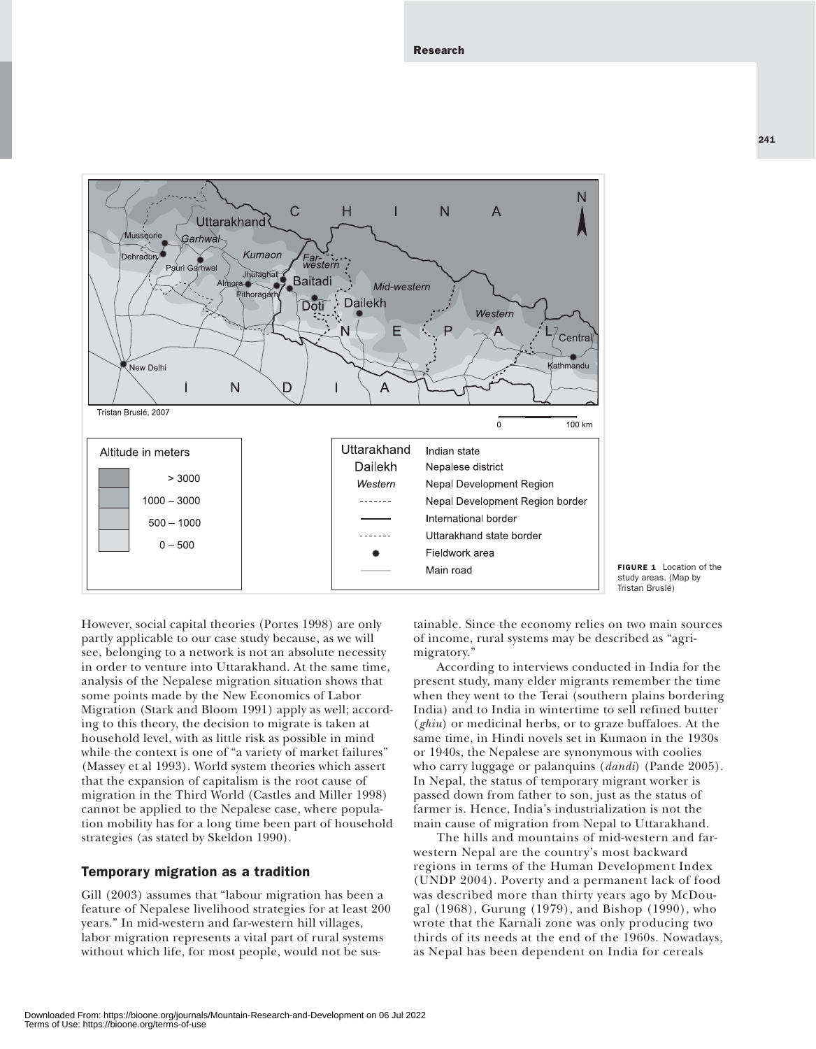FIGURE 1 Location of the study areas. (Map by Tristan Bruslé)

However, social capital theories (Portes 1998) are only partly applicable to our case study because, as we will see, belonging to a network is not an absolute necessity in order to venture into Uttarakhand. At the same time, analysis of the Nepalese migration situation shows that some points made by the New Economics of Labor Migration (Stark and Bloom 1991) apply as well; according to this theory, the decision to migrate is taken at household level, with as little risk as possible in mind while the context is one of "a variety of market failures" (Massey et al 1993). World system theories which assert that the expansion of capitalism is the root cause of migration in the Third World (Castles and Miller 1998) cannot be applied to the Nepalese case, where population mobility has for a long time been part of household strategies (as stated by Skeldon 1990).

## Temporary migration as a tradition

Gill (2003) assumes that "labour migration has been a feature of Nepalese livelihood strategies for at least 200 years." In mid-western and far-western hill villages, labor migration represents a vital part of rural systems without which life, for most people, would not be sustainable. Since the economy relies on two main sources of income, rural systems may be described as "agri-migratory."

According to interviews conducted in India for the present study, many elder migrants remember the time when they went to the Terai (southern plains bordering India) and to India in wintertime to sell refined butter (*ghiu*) or medicinal herbs, or to graze buffaloes. At the same time, in Hindi novels set in Kumaon in the 1930s or 1940s, the Nepalese are synonymous with coolies who carry luggage or palanquins (*dandi*) (Pande 2005). In Nepal, the status of temporary migrant worker is passed down from father to son, just as the status of farmer is. Hence, India's industrialization is not the main cause of migration from Nepal to Uttarakhand.

The hills and mountains of mid-western and far-western Nepal are the country's most backward regions in terms of the Human Development Index (UNDP 2004). Poverty and a permanent lack of food was described more than thirty years ago by McDougal (1968), Gurung (1979), and Bishop (1990), who wrote that the Karnali zone was only producing two thirds of its needs at the end of the 1960s. Nowadays, as Nepal has been dependent on India for cereals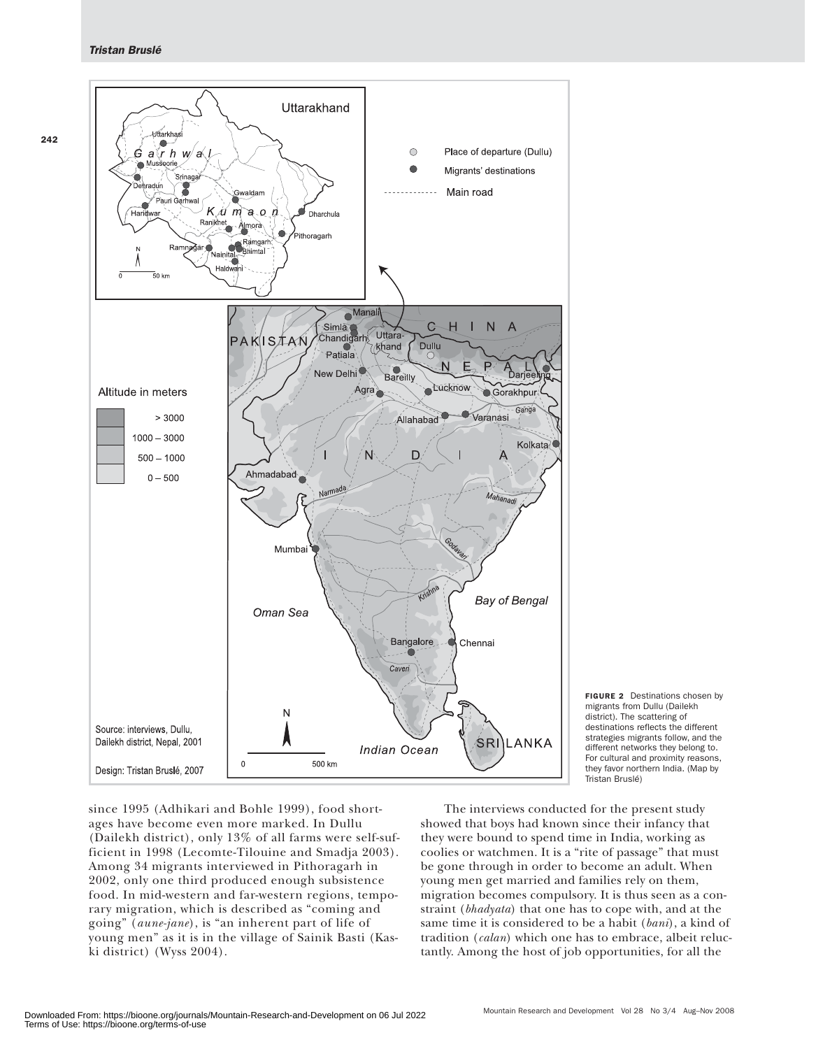Uttarakhand

Place of departure (Dullu)

Migrants' destinations

Main road

Garhwal

Uttarkhasi

Mussoorie

Dehradun

Srinagar

Pauri Garhwal

Haridwar

Gwaldam

Kumaon

Ranikhet

Almora

Dharchula

Pithoragarh

Ramgarh

Ramnagar

Nainital

Bhimtal

Haldwani

N

0 50 km

Altitude in meters

> 3000

1000 – 3000

500 – 1000

0 – 500

Manali

Simla

Chandigarh

Uttara-khand

Patiala

PAKISTAN

CHINA

Dullu

NEPAL

New Delhi

Bareilly

Darjeeling

Agra

Lucknow

Gorakhpur

Ganga

Allahabad

Varanasi

Kolkata

INDIA

Ahmadabad

Narmada

Mahanadi

Godavari

Mumbai

Krishna

Bay of Bengal

Oman Sea

Bangalore

Chennai

Caveri

N

SRI LANKA

Indian Ocean

0 500 km

Source: interviews, Dullu, Dailekh district, Nepal, 2001

Design: Tristan Bruslé, 2007

**FIGURE 2** Destinations chosen by migrants from Dullu (Dailekh district). The scattering of destinations reflects the different strategies migrants follow, and the different networks they belong to. For cultural and proximity reasons, they favor northern India. (Map by Tristan Bruslé)

since 1995 (Adhikari and Bohle 1999), food shortages have become even more marked. In Dullu (Dailekh district), only 13% of all farms were self-sufficient in 1998 (Lecomte-Tilouine and Smadja 2003). Among 34 migrants interviewed in Pithoragarh in 2002, only one third produced enough subsistence food. In mid-western and far-western regions, temporary migration, which is described as "coming and going" (*aune-jane*), is "an inherent part of life of young men" as it is in the village of Sainik Basti (Kaski district) (Wyss 2004).

The interviews conducted for the present study showed that boys had known since their infancy that they were bound to spend time in India, working as coolies or watchmen. It is a "rite of passage" that must be gone through in order to become an adult. When young men get married and families rely on them, migration becomes compulsory. It is thus seen as a constraint (*bhadyata*) that one has to cope with, and at the same time it is considered to be a habit (*bani*), a kind of tradition (*calan*) which one has to embrace, albeit reluctantly. Among the host of job opportunities, for all the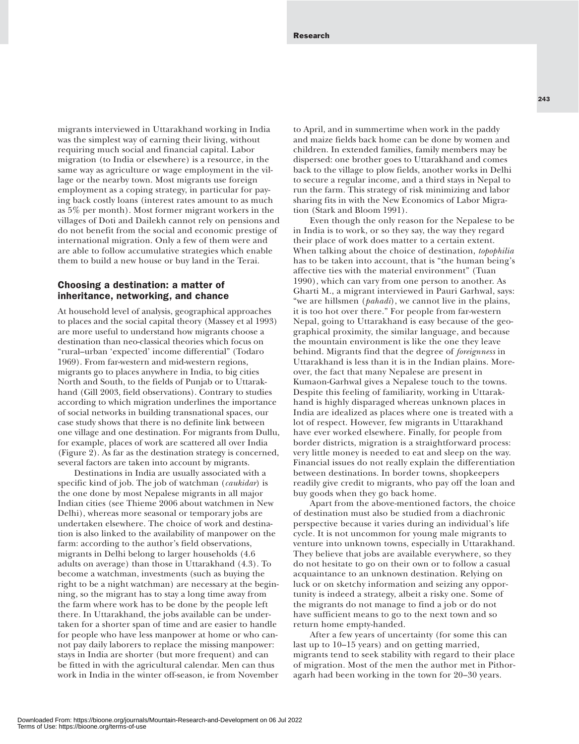migrants interviewed in Uttarakhand working in India was the simplest way of earning their living, without requiring much social and financial capital. Labor migration (to India or elsewhere) is a resource, in the same way as agriculture or wage employment in the village or the nearby town. Most migrants use foreign employment as a coping strategy, in particular for paying back costly loans (interest rates amount to as much as 5% per month). Most former migrant workers in the villages of Doti and Dailekh cannot rely on pensions and do not benefit from the social and economic prestige of international migration. Only a few of them were and are able to follow accumulative strategies which enable them to build a new house or buy land in the Terai.

## Choosing a destination: a matter of inheritance, networking, and chance

At household level of analysis, geographical approaches to places and the social capital theory (Massey et al 1993) are more useful to understand how migrants choose a destination than neo-classical theories which focus on "rural–urban 'expected' income differential" (Todaro 1969). From far-western and mid-western regions, migrants go to places anywhere in India, to big cities North and South, to the fields of Punjab or to Uttarakhand (Gill 2003, field observations). Contrary to studies according to which migration underlines the importance of social networks in building transnational spaces, our case study shows that there is no definite link between one village and one destination. For migrants from Dullu, for example, places of work are scattered all over India (Figure 2). As far as the destination strategy is concerned, several factors are taken into account by migrants.

Destinations in India are usually associated with a specific kind of job. The job of watchman (*caukidar*) is the one done by most Nepalese migrants in all major Indian cities (see Thieme 2006 about watchmen in New Delhi), whereas more seasonal or temporary jobs are undertaken elsewhere. The choice of work and destination is also linked to the availability of manpower on the farm: according to the author's field observations, migrants in Delhi belong to larger households (4.6 adults on average) than those in Uttarakhand (4.3). To become a watchman, investments (such as buying the right to be a night watchman) are necessary at the beginning, so the migrant has to stay a long time away from the farm where work has to be done by the people left there. In Uttarakhand, the jobs available can be undertaken for a shorter span of time and are easier to handle for people who have less manpower at home or who cannot pay daily laborers to replace the missing manpower: stays in India are shorter (but more frequent) and can be fitted in with the agricultural calendar. Men can thus work in India in the winter off-season, ie from November to April, and in summertime when work in the paddy and maize fields back home can be done by women and children. In extended families, family members may be dispersed: one brother goes to Uttarakhand and comes back to the village to plow fields, another works in Delhi to secure a regular income, and a third stays in Nepal to run the farm. This strategy of risk minimizing and labor sharing fits in with the New Economics of Labor Migration (Stark and Bloom 1991).

Even though the only reason for the Nepalese to be in India is to work, or so they say, the way they regard their place of work does matter to a certain extent. When talking about the choice of destination, *topophilia* has to be taken into account, that is "the human being's affective ties with the material environment" (Tuan 1990), which can vary from one person to another. As Gharti M., a migrant interviewed in Pauri Garhwal, says: "we are hillsmen (*pahadi*), we cannot live in the plains, it is too hot over there." For people from far-western Nepal, going to Uttarakhand is easy because of the geographical proximity, the similar language, and because the mountain environment is like the one they leave behind. Migrants find that the degree of *foreignness* in Uttarakhand is less than it is in the Indian plains. Moreover, the fact that many Nepalese are present in Kumaon-Garhwal gives a Nepalese touch to the towns. Despite this feeling of familiarity, working in Uttarakhand is highly disparaged whereas unknown places in India are idealized as places where one is treated with a lot of respect. However, few migrants in Uttarakhand have ever worked elsewhere. Finally, for people from border districts, migration is a straightforward process: very little money is needed to eat and sleep on the way. Financial issues do not really explain the differentiation between destinations. In border towns, shopkeepers readily give credit to migrants, who pay off the loan and buy goods when they go back home.

Apart from the above-mentioned factors, the choice of destination must also be studied from a diachronic perspective because it varies during an individual's life cycle. It is not uncommon for young male migrants to venture into unknown towns, especially in Uttarakhand. They believe that jobs are available everywhere, so they do not hesitate to go on their own or to follow a casual acquaintance to an unknown destination. Relying on luck or on sketchy information and seizing any opportunity is indeed a strategy, albeit a risky one. Some of the migrants do not manage to find a job or do not have sufficient means to go to the next town and so return home empty-handed.

After a few years of uncertainty (for some this can last up to 10–15 years) and on getting married, migrants tend to seek stability with regard to their place of migration. Most of the men the author met in Pithoragarh had been working in the town for 20–30 years.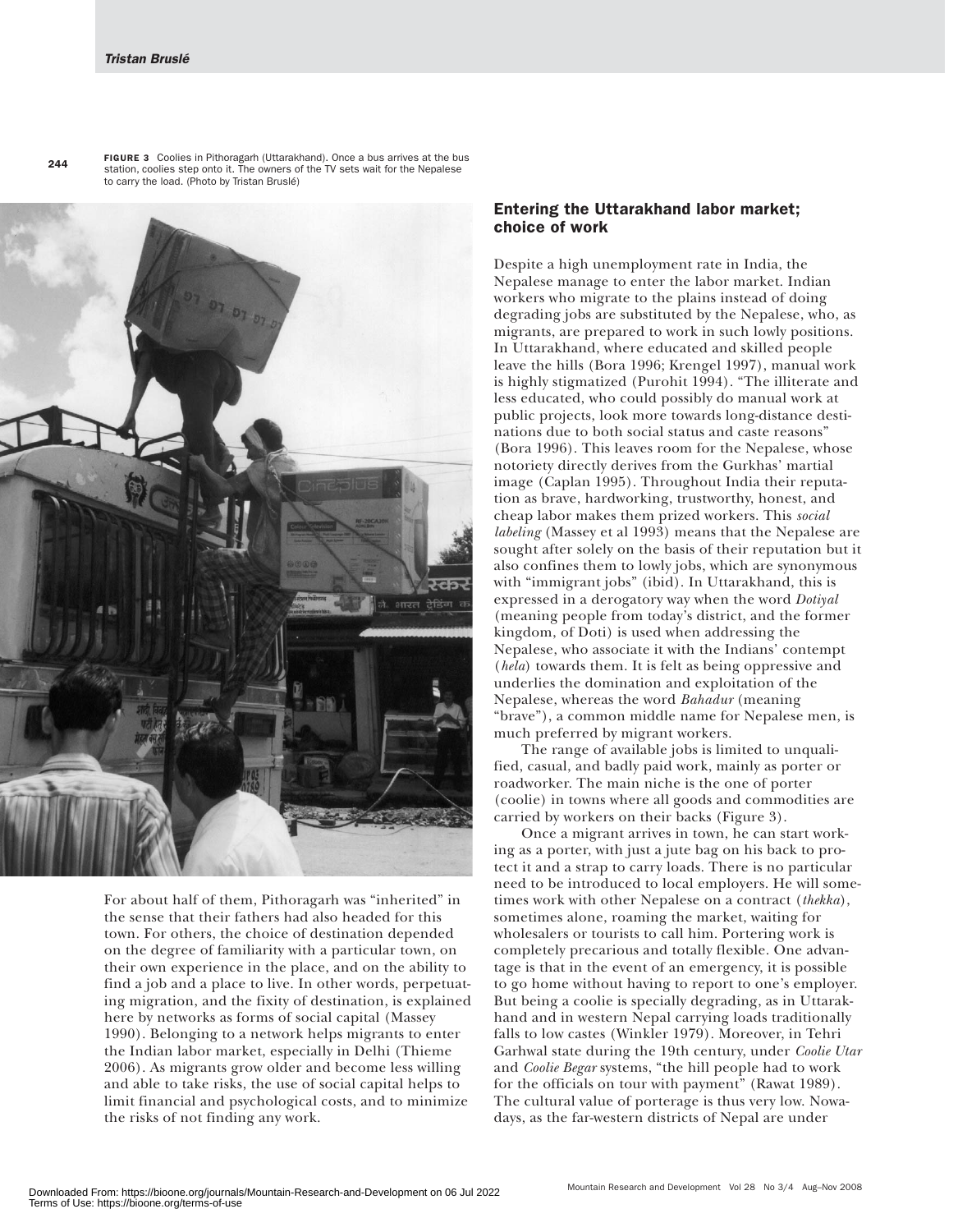FIGURE 3 Coolies in Pithoragarh (Uttarakhand). Once a bus arrives at the bus station, coolies step onto it. The owners of the TV sets wait for the Nepalese to carry the load. (Photo by Tristan Buslé)

For about half of them, Pithoragarh was "inherited" in the sense that their fathers had also headed for this town. For others, the choice of destination depended on the degree of familiarity with a particular town, on their own experience in the place, and on the ability to find a job and a place to live. In other words, perpetuating migration, and the fixity of destination, is explained here by networks as forms of social capital (Massey 1990). Belonging to a network helps migrants to enter the Indian labor market, especially in Delhi (Thieme 2006). As migrants grow older and become less willing and able to take risks, the use of social capital helps to limit financial and psychological costs, and to minimize the risks of not finding any work.

## Entering the Uttarakhand labor market; choice of work

Despite a high unemployment rate in India, the Nepalese manage to enter the labor market. Indian workers who migrate to the plains instead of doing degrading jobs are substituted by the Nepalese, who, as migrants, are prepared to work in such lowly positions. In Uttarakhand, where educated and skilled people leave the hills (Bora 1996; Krengel 1997), manual work is highly stigmatized (Purohit 1994). "The illiterate and less educated, who could possibly do manual work at public projects, look more towards long-distance destinations due to both social status and caste reasons" (Bora 1996). This leaves room for the Nepalese, whose notoriety directly derives from the Gurkhas' martial image (Caplan 1995). Throughout India their reputation as brave, hardworking, trustworthy, honest, and cheap labor makes them prized workers. This *social labeling* (Massey et al 1993) means that the Nepalese are sought after solely on the basis of their reputation but it also confines them to lowly jobs, which are synonymous with "immigrant jobs" (ibid). In Uttarakhand, this is expressed in a derogatory way when the word *Dotiyal* (meaning people from today's district, and the former kingdom, of Doti) is used when addressing the Nepalese, who associate it with the Indians' contempt (*hela*) towards them. It is felt as being oppressive and underlies the domination and exploitation of the Nepalese, whereas the word *Bahadur* (meaning "brave"), a common middle name for Nepalese men, is much preferred by migrant workers.

The range of available jobs is limited to unqualified, casual, and badly paid work, mainly as porter or roadworker. The main niche is the one of porter (coolie) in towns where all goods and commodities are carried by workers on their backs (Figure 3).

Once a migrant arrives in town, he can start working as a porter, with just a jute bag on his back to protect it and a strap to carry loads. There is no particular need to be introduced to local employers. He will sometimes work with other Nepalese on a contract (*thekka*), sometimes alone, roaming the market, waiting for wholesalers or tourists to call him. Portering work is completely precarious and totally flexible. One advantage is that in the event of an emergency, it is possible to go home without having to report to one's employer. But being a coolie is specially degrading, as in Uttarakhand and in western Nepal carrying loads traditionally falls to low castes (Winkler 1979). Moreover, in Tehri Garhwal state during the 19th century, under *Coolie Utar* and *Coolie Begar* systems, "the hill people had to work for the officials on tour with payment" (Rawat 1989). The cultural value of porterage is thus very low. Nowadays, as the far-western districts of Nepal are under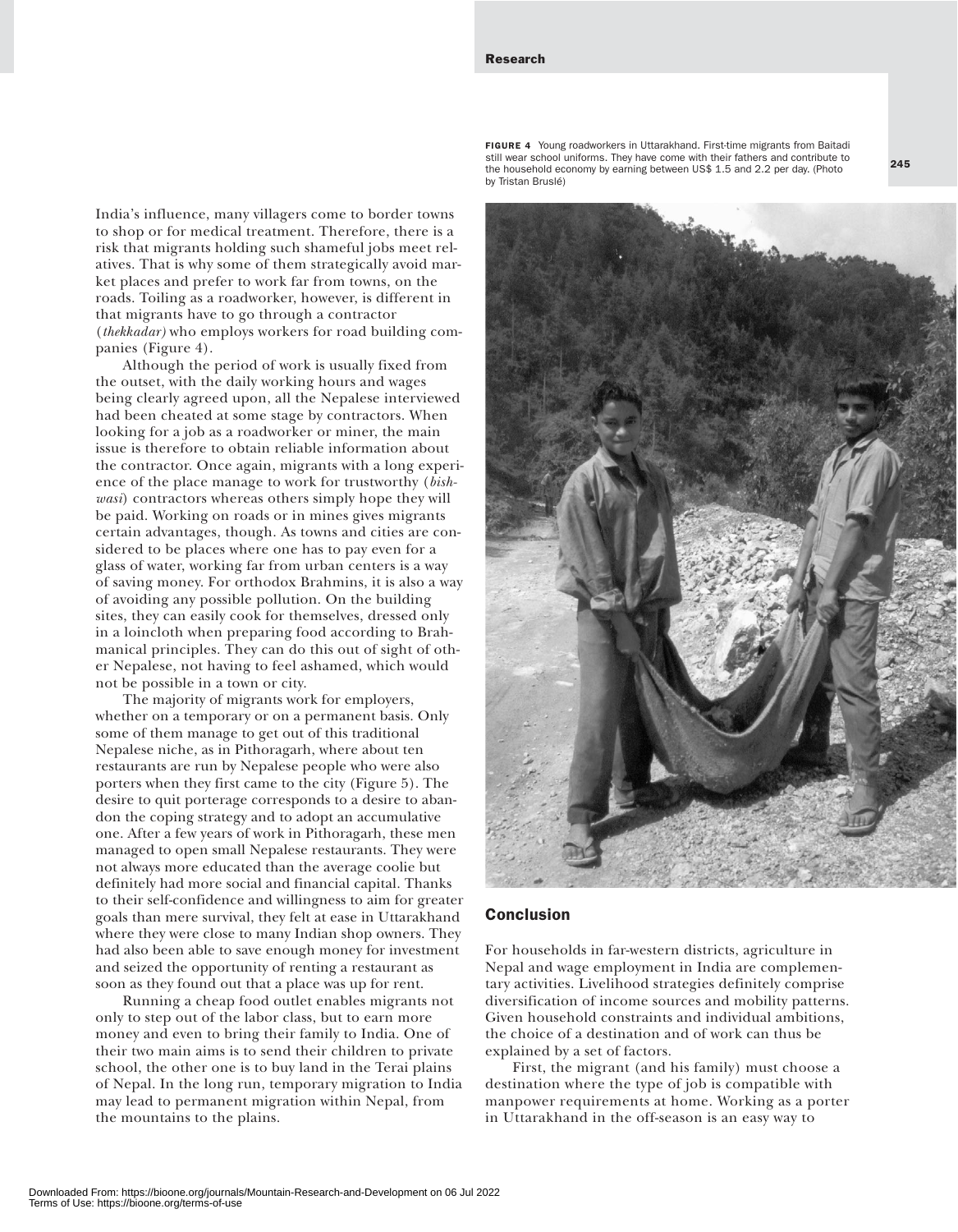India's influence, many villagers come to border towns to shop or for medical treatment. Therefore, there is a risk that migrants holding such shameful jobs meet relatives. That is why some of them strategically avoid market places and prefer to work far from towns, on the roads. Toiling as a roadworker, however, is different in that migrants have to go through a contractor (*thekkadar*) who employs workers for road building companies (Figure 4).

Although the period of work is usually fixed from the outset, with the daily working hours and wages being clearly agreed upon, all the Nepalese interviewed had been cheated at some stage by contractors. When looking for a job as a roadworker or miner, the main issue is therefore to obtain reliable information about the contractor. Once again, migrants with a long experience of the place manage to work for trustworthy (*bishwasi*) contractors whereas others simply hope they will be paid. Working on roads or in mines gives migrants certain advantages, though. As towns and cities are considered to be places where one has to pay even for a glass of water, working far from urban centers is a way of saving money. For orthodox Brahmins, it is also a way of avoiding any possible pollution. On the building sites, they can easily cook for themselves, dressed only in a loincloth when preparing food according to Brahmanical principles. They can do this out of sight of other Nepalese, not having to feel ashamed, which would not be possible in a town or city.

The majority of migrants work for employers, whether on a temporary or on a permanent basis. Only some of them manage to get out of this traditional Nepalese niche, as in Pithoragarh, where about ten restaurants are run by Nepalese people who were also porters when they first came to the city (Figure 5). The desire to quit porterage corresponds to a desire to abandon the coping strategy and to adopt an accumulative one. After a few years of work in Pithoragarh, these men managed to open small Nepalese restaurants. They were not always more educated than the average coolie but definitely had more social and financial capital. Thanks to their self-confidence and willingness to aim for greater goals than mere survival, they felt at ease in Uttarakhand where they were close to many Indian shop owners. They had also been able to save enough money for investment and seized the opportunity of renting a restaurant as soon as they found out that a place was up for rent.

Running a cheap food outlet enables migrants not only to step out of the labor class, but to earn more money and even to bring their family to India. One of their two main aims is to send their children to private school, the other one is to buy land in the Terai plains of Nepal. In the long run, temporary migration to India may lead to permanent migration within Nepal, from the mountains to the plains.

**FIGURE 4** Young roadworkers in Uttarakhand. First-time migrants from Baitadi still wear school uniforms. They have come with their fathers and contribute to the household economy by earning between US$ 1.5 and 2.2 per day. (Photo by Tristan Bruslé)

## Conclusion

For households in far-western districts, agriculture in Nepal and wage employment in India are complementary activities. Livelihood strategies definitely comprise diversification of income sources and mobility patterns. Given household constraints and individual ambitions, the choice of a destination and of work can thus be explained by a set of factors.

First, the migrant (and his family) must choose a destination where the type of job is compatible with manpower requirements at home. Working as a porter in Uttarakhand in the off-season is an easy way to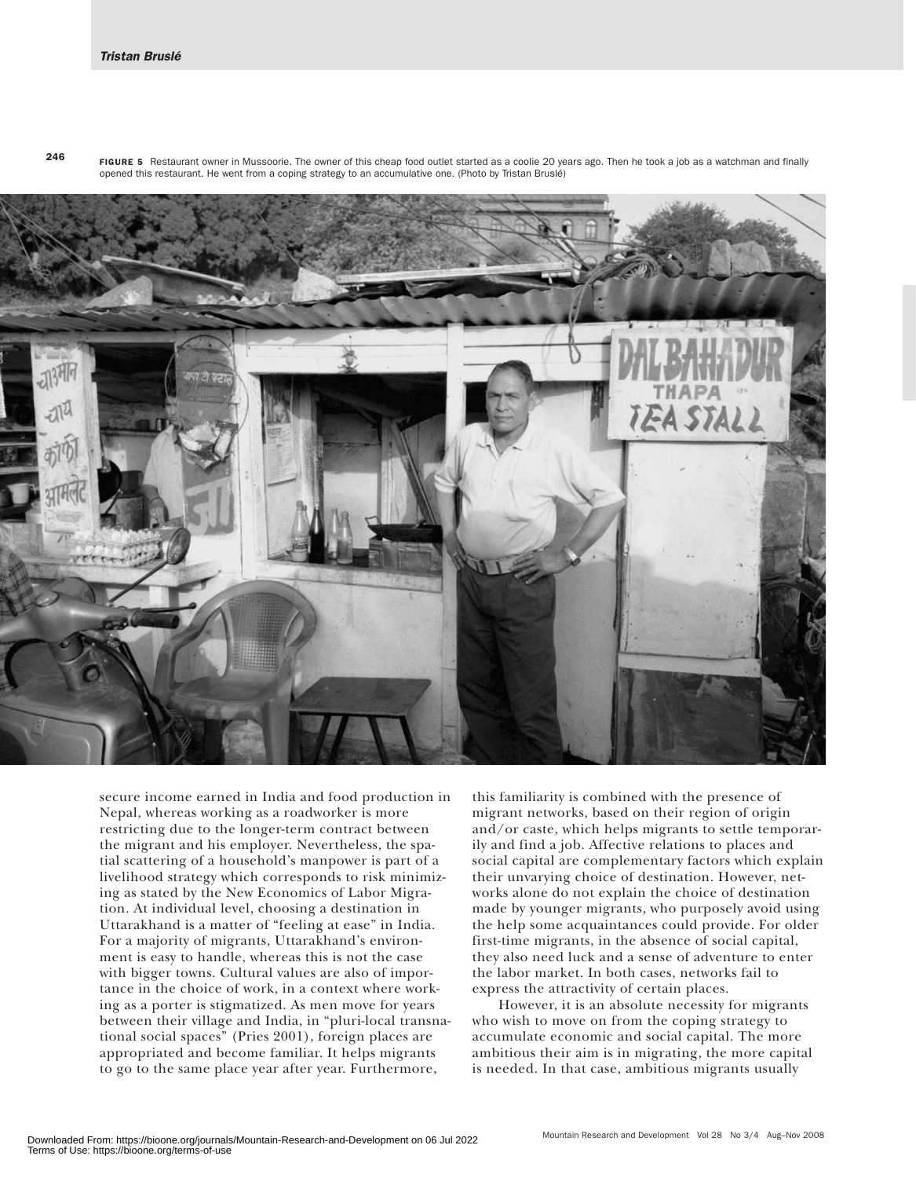FIGURE 5 Restaurant owner in Mussoorie. The owner of this cheap food outlet started as a coolie 20 years ago. Then he took a job as a watchman and finally opened this restaurant. He went from a coping strategy to an accumulative one. (Photo by Tristan Bruslé)

secure income earned in India and food production in Nepal, whereas working as a roadworker is more restricting due to the longer-term contract between the migrant and his employer. Nevertheless, the spatial scattering of a household's manpower is part of a livelihood strategy which corresponds to risk minimizing as stated by the New Economics of Labor Migration. At individual level, choosing a destination in Uttarakhand is a matter of "feeling at ease" in India. For a majority of migrants, Uttarakhand's environment is easy to handle, whereas this is not the case with bigger towns. Cultural values are also of importance in the choice of work, in a context where working as a porter is stigmatized. As men move for years between their village and India, in "pluri-local transnational social spaces" (Pries 2001), foreign places are appropriated and become familiar. It helps migrants to go to the same place year after year. Furthermore, this familiarity is combined with the presence of migrant networks, based on their region of origin and/or caste, which helps migrants to settle temporarily and find a job. Affective relations to places and social capital are complementary factors which explain their unvarying choice of destination. However, networks alone do not explain the choice of destination made by younger migrants, who purposely avoid using the help some acquaintances could provide. For older first-time migrants, in the absence of social capital, they also need luck and a sense of adventure to enter the labor market. In both cases, networks fail to express the attractivity of certain places.

However, it is an absolute necessity for migrants who wish to move on from the coping strategy to accumulate economic and social capital. The more ambitious their aim is in migrating, the more capital is needed. In that case, ambitious migrants usually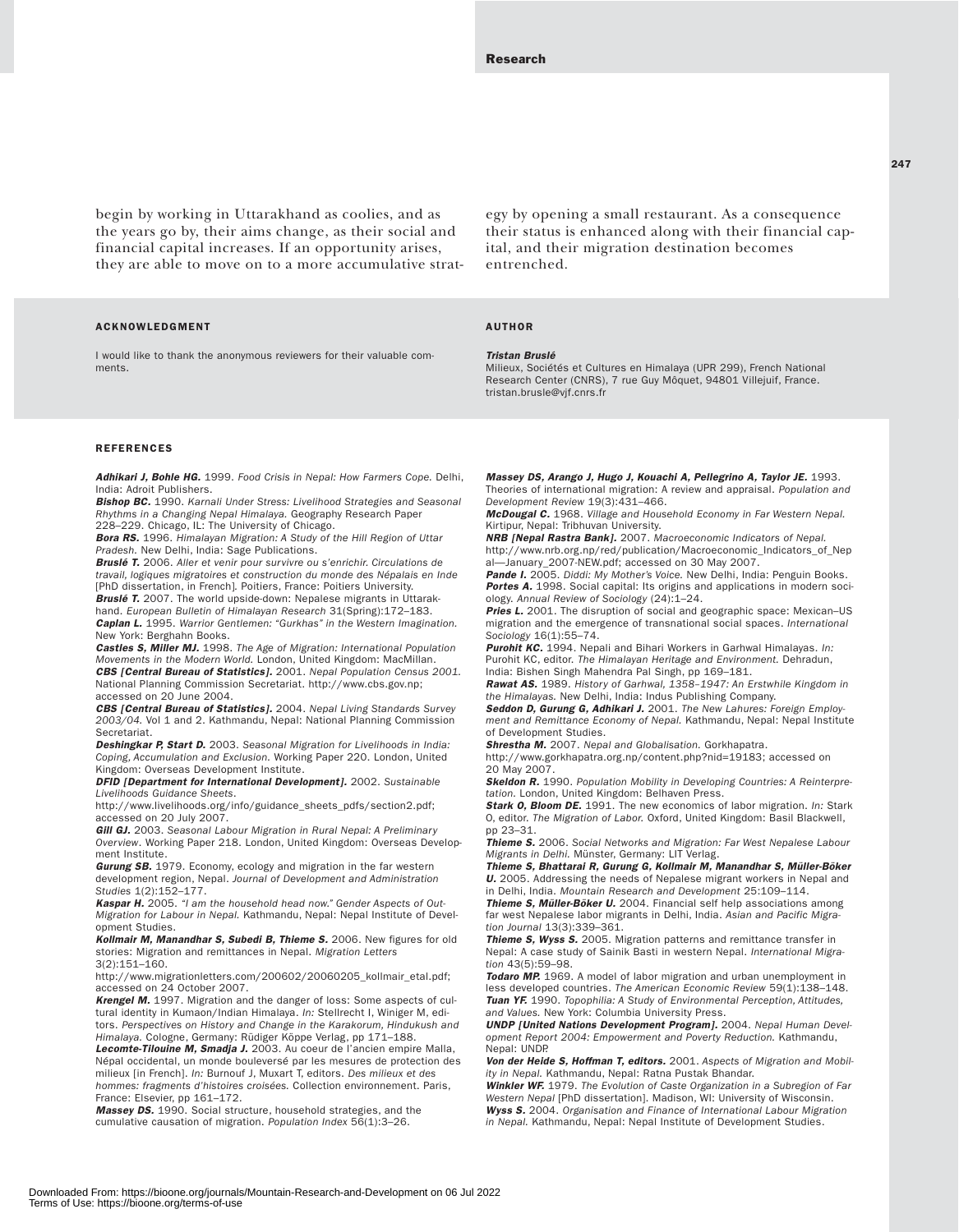begin by working in Uttarakhand as coolies, and as the years go by, their aims change, as their social and financial capital increases. If an opportunity arises, they are able to move on to a more accumulative strategy by opening a small restaurant. As a consequence their status is enhanced along with their financial capital, and their migration destination becomes entrenched.

## ACKNOWLEDGMENT

I would like to thank the anonymous reviewers for their valuable comments.

## AUTHOR

***Tristan Bruslé***
Milieux, Sociétés et Cultures en Himalaya (UPR 299), French National Research Center (CNRS), 7 rue Guy Môquet, 94801 Villejuif, France.
tristan.brusle@vjf.cnrs.fr

## REFERENCES

***Adhikari J, Bohle HG.*** 1999. *Food Crisis in Nepal: How Farmers Cope.* Delhi, India: Adroit Publishers.
***Bishop BC.*** 1990. *Karnali Under Stress: Livelihood Strategies and Seasonal Rhythms in a Changing Nepal Himalaya.* Geography Research Paper 228–229. Chicago, IL: The University of Chicago.
***Bora RS.*** 1996. *Himalayan Migration: A Study of the Hill Region of Uttar Pradesh.* New Delhi, India: Sage Publications.
***Bruslé T.*** 2006. *Aller et venir pour survivre ou s'enrichir. Circulations de travail, logiques migratoires et construction du monde des Népalais en Inde* [PhD dissertation, in French]. Poitiers, France: Poitiers University.
***Bruslé T.*** 2007. The world upside-down: Nepalese migrants in Uttarakhand. *European Bulletin of Himalayan Research* 31(Spring):172–183.
***Caplan L.*** 1995. *Warrior Gentlemen: "Gurkhas" in the Western Imagination.* New York: Berghahn Books.
***Castles S, Miller MJ.*** 1998. *The Age of Migration: International Population Movements in the Modern World.* London, United Kingdom: MacMillan.
***CBS [Central Bureau of Statistics].*** 2001. *Nepal Population Census 2001.* National Planning Commission Secretariat. http://www.cbs.gov.np; accessed on 20 June 2004.
***CBS [Central Bureau of Statistics].*** 2004. *Nepal Living Standards Survey 2003/04.* Vol 1 and 2. Kathmandu, Nepal: National Planning Commission Secretariat.
***Deshingkar P, Start D.*** 2003. *Seasonal Migration for Livelihoods in India: Coping, Accumulation and Exclusion.* Working Paper 220. London, United Kingdom: Overseas Development Institute.
***DFID [Department for International Development].*** 2002. *Sustainable Livelihoods Guidance Sheets.* http://www.livelihoods.org/info/guidance_sheets_pdfs/section2.pdf; accessed on 20 July 2007.
***Gill GJ.*** 2003. *Seasonal Labour Migration in Rural Nepal: A Preliminary Overview.* Working Paper 218. London, United Kingdom: Overseas Development Institute.
***Gurung SB.*** 1979. Economy, ecology and migration in the far western development region, Nepal. *Journal of Development and Administration Studies* 1(2):152–177.
***Kaspar H.*** 2005. *"I am the household head now." Gender Aspects of Out-Migration for Labour in Nepal.* Kathmandu, Nepal: Nepal Institute of Development Studies.
***Kollmair M, Manandhar S, Subedi B, Thieme S.*** 2006. New figures for old stories: Migration and remittances in Nepal. *Migration Letters* 3(2):151–160. http://www.migrationletters.com/200602/20060205_kollmair_etal.pdf; accessed on 24 October 2007.
***Krengel M.*** 1997. Migration and the danger of loss: Some aspects of cultural identity in Kumaon/Indian Himalaya. *In:* Stellrecht I, Winiger M, editors. *Perspectives on History and Change in the Karakorum, Hindukush and Himalaya.* Cologne, Germany: Rüdiger Köppe Verlag, pp 171–188.
***Lecomte-Tilouine M, Smadja J.*** 2003. Au coeur de l'ancien empire Malla, Népal occidental, un monde bouleversé par les mesures de protection des milieux [in French]. *In:* Burnouf J, Muxart T, editors. *Des milieux et des hommes: fragments d'histoires croisées.* Collection environnement. Paris, France: Elsevier, pp 161–172.
***Massey DS.*** 1990. Social structure, household strategies, and the cumulative causation of migration. *Population Index* 56(1):3–26.
***Massey DS, Arango J, Hugo J, Kouachi A, Pellegrino A, Taylor JE.*** 1993. Theories of international migration: A review and appraisal. *Population and Development Review* 19(3):431–466.
***McDougal C.*** 1968. *Village and Household Economy in Far Western Nepal.* Kirtipur, Nepal: Tribhuvan University.
***NRB [Nepal Rastra Bank].*** 2007. *Macroeconomic Indicators of Nepal.* http://www.nrb.org.np/red/publication/Macroeconomic_Indicators_of_Nepal—January_2007-NEW.pdf; accessed on 30 May 2007.
***Pande I.*** 2005. *Diddi: My Mother's Voice.* New Delhi, India: Penguin Books.
***Portes A.*** 1998. Social capital: Its origins and applications in modern sociology. *Annual Review of Sociology* (24):1–24.
***Pries L.*** 2001. The disruption of social and geographic space: Mexican–US migration and the emergence of transnational social spaces. *International Sociology* 16(1):55–74.
***Purohit KC.*** 1994. Nepali and Bihari Workers in Garhwal Himalayas. *In:* Purohit KC, editor. *The Himalayan Heritage and Environment.* Dehradun, India: Bishen Singh Mahendra Pal Singh, pp 169–181.
***Rawat AS.*** 1989. *History of Garhwal, 1358–1947: An Erstwhile Kingdom in the Himalayas.* New Delhi, India: Indus Publishing Company.
***Seddon D, Gurung G, Adhikari J.*** 2001. *The New Lahures: Foreign Employment and Remittance Economy of Nepal.* Kathmandu, Nepal: Nepal Institute of Development Studies.
***Shrestha M.*** 2007. *Nepal and Globalisation.* Gorkhapatra. http://www.gorkhapatra.org.np/content.php?nid=19183; accessed on 20 May 2007.
***Skeldon R.*** 1990. *Population Mobility in Developing Countries: A Reinterpretation.* London, United Kingdom: Belhaven Press.
***Stark O, Bloom DE.*** 1991. The new economics of labor migration. *In:* Stark O, editor. *The Migration of Labor.* Oxford, United Kingdom: Basil Blackwell, pp 23–31.
***Thieme S.*** 2006. *Social Networks and Migration: Far West Nepalese Labour Migrants in Delhi.* Münster, Germany: LIT Verlag.
***Thieme S, Bhattarai R, Gurung G, Kollmair M, Manandhar S, Müller-Böker U.*** 2005. Addressing the needs of Nepalese migrant workers in Nepal and in Delhi, India. *Mountain Research and Development* 25:109–114.
***Thieme S, Müller-Böker U.*** 2004. Financial self help associations among far west Nepalese labor migrants in Delhi, India. *Asian and Pacific Migration Journal* 13(3):339–361.
***Thieme S, Wyss S.*** 2005. Migration patterns and remittance transfer in Nepal: A case study of Sainik Basti in western Nepal. *International Migration* 43(5):59–98.
***Todaro MP.*** 1969. A model of labor migration and urban unemployment in less developed countries. *The American Economic Review* 59(1):138–148.
***Tuan YF.*** 1990. *Topophilia: A Study of Environmental Perception, Attitudes, and Values.* New York: Columbia University Press.
***UNDP [United Nations Development Program].*** 2004. *Nepal Human Development Report 2004: Empowerment and Poverty Reduction.* Kathmandu, Nepal: UNDP.
***Von der Heide S, Hoffman T, editors.*** 2001. *Aspects of Migration and Mobility in Nepal.* Kathmandu, Nepal: Ratna Pustak Bhandar.
***Winkler WF.*** 1979. *The Evolution of Caste Organization in a Subregion of Far Western Nepal* [PhD dissertation]. Madison, WI: University of Wisconsin.
***Wyss S.*** 2004. *Organisation and Finance of International Labour Migration in Nepal.* Kathmandu, Nepal: Nepal Institute of Development Studies.

Downloaded From: https://bioone.org/journals/Mountain-Research-and-Development on 06 Jul 2022
Terms of Use: https://bioone.org/terms-of-use